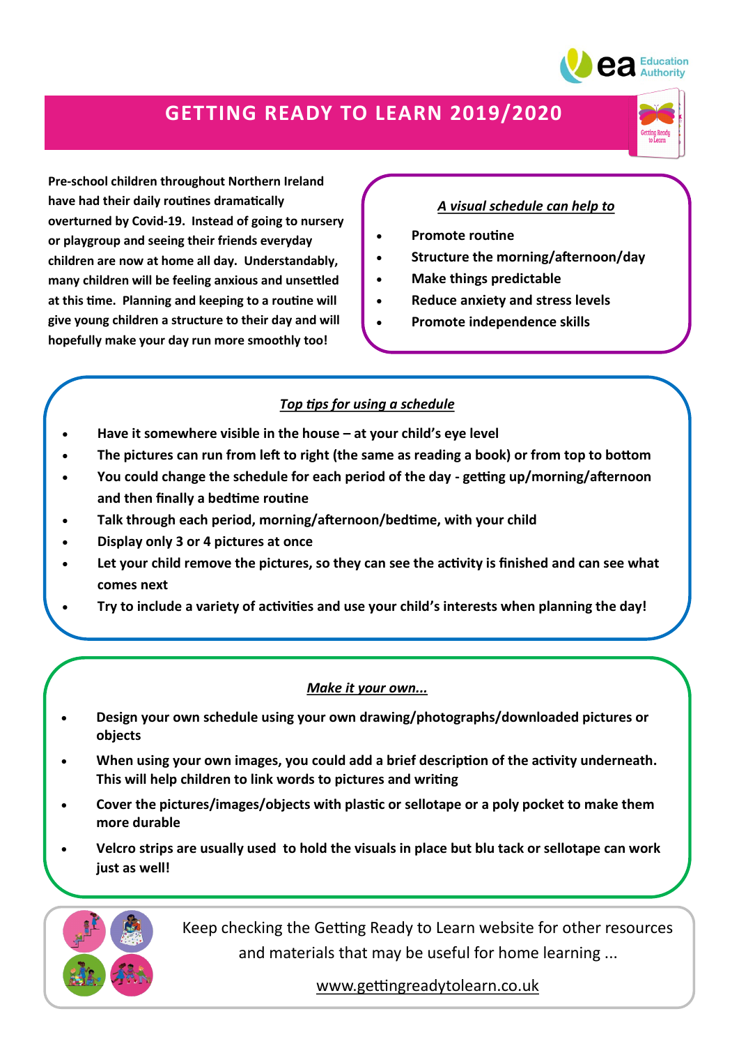# GETTING READY TO LEARN 2019/2020

**Pre-school children throughout Northern Ireland have had their daily routines dramatically overturned by Covid-19. Instead of going to nursery or playgroup and seeing their friends everyday children are now at home all day. Understandably, many children will be feeling anxious and unsettled at this time. Planning and keeping to a routine will give young children a structure to their day and will hopefully make your day run more smoothly too!**

***A visual schedule can help to***

- **Promote routine**
- **Structure the morning/afternoon/day**
- **Make things predictable**
- **Reduce anxiety and stress levels**
- **Promote independence skills**

***Top tips for using a schedule***

- **Have it somewhere visible in the house – at your child's eye level**
- **The pictures can run from left to right (the same as reading a book) or from top to bottom**
- **You could change the schedule for each period of the day - getting up/morning/afternoon and then finally a bedtime routine**
- **Talk through each period, morning/afternoon/bedtime, with your child**
- **Display only 3 or 4 pictures at once**
- **Let your child remove the pictures, so they can see the activity is finished and can see what comes next**
- **Try to include a variety of activities and use your child's interests when planning the day!**

***Make it your own...***

- **Design your own schedule using your own drawing/photographs/downloaded pictures or objects**
- **When using your own images, you could add a brief description of the activity underneath. This will help children to link words to pictures and writing**
- **Cover the pictures/images/objects with plastic or sellotape or a poly pocket to make them more durable**
- **Velcro strips are usually used to hold the visuals in place but blu tack or sellotape can work just as well!**

Keep checking the Getting Ready to Learn website for other resources and materials that may be useful for home learning ...

www.gettingreadytolearn.co.uk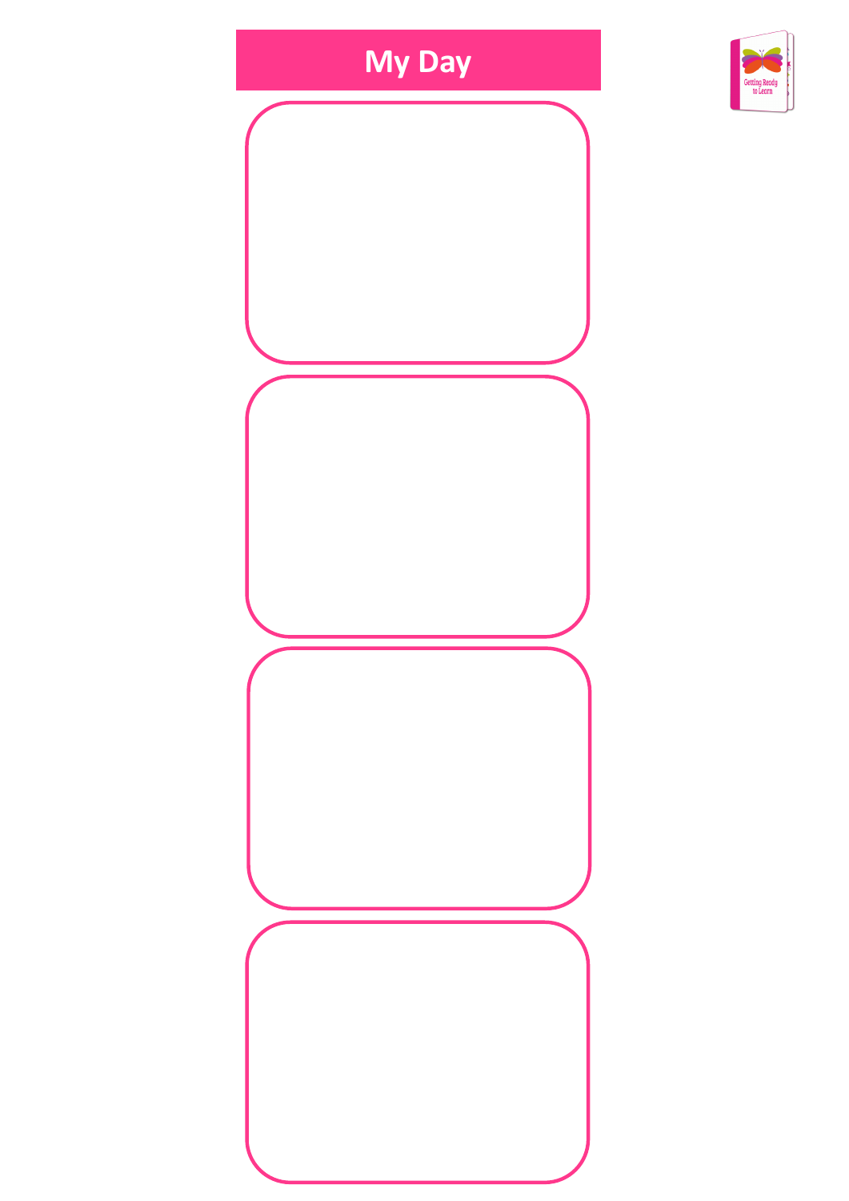# My Day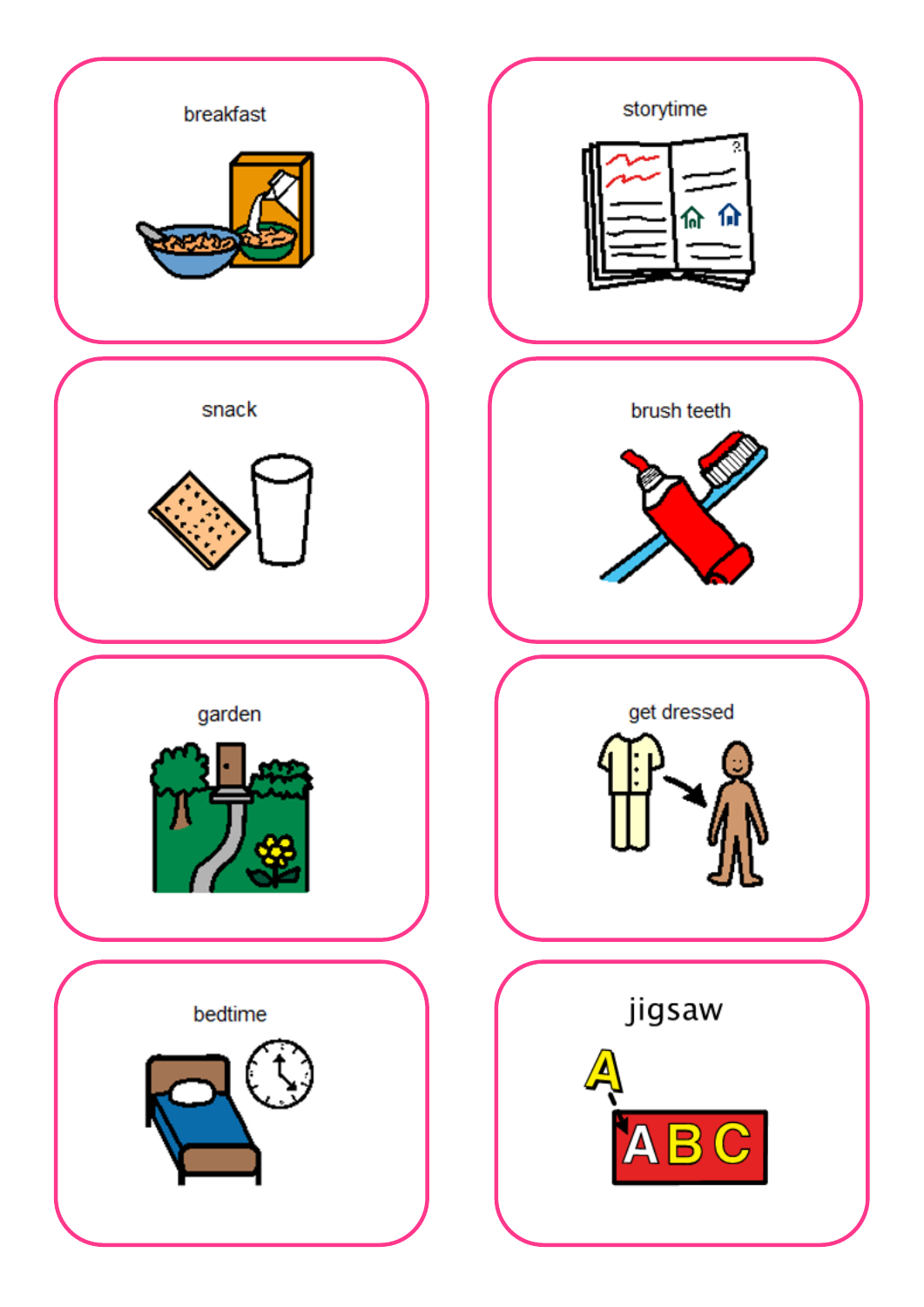breakfast

storytime

snack

brush teeth

garden

get dressed

bedtime

jigsaw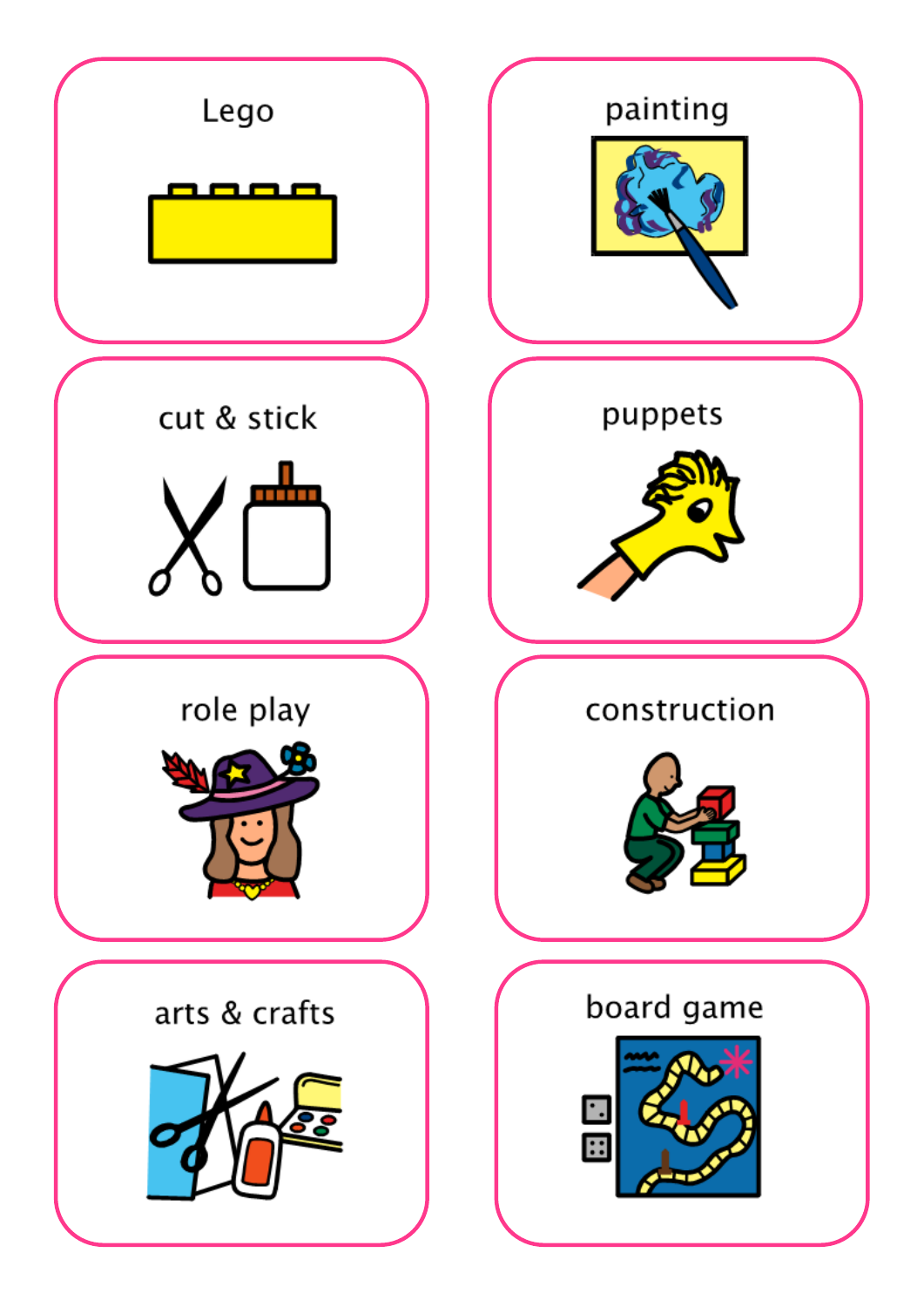Lego

painting

cut & stick

puppets

role play

construction

arts & crafts

board game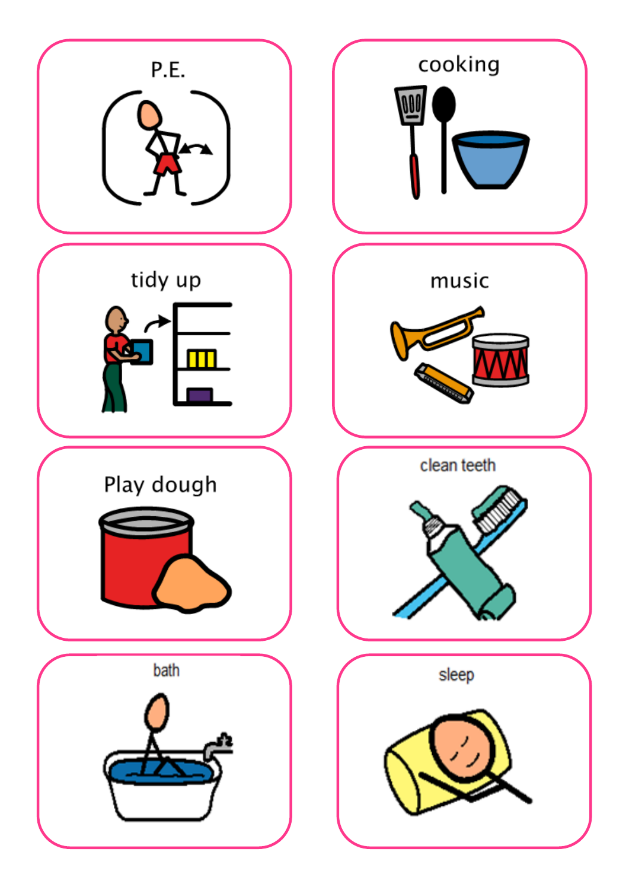P.E.

cooking

tidy up

music

Play dough

clean teeth

bath

sleep